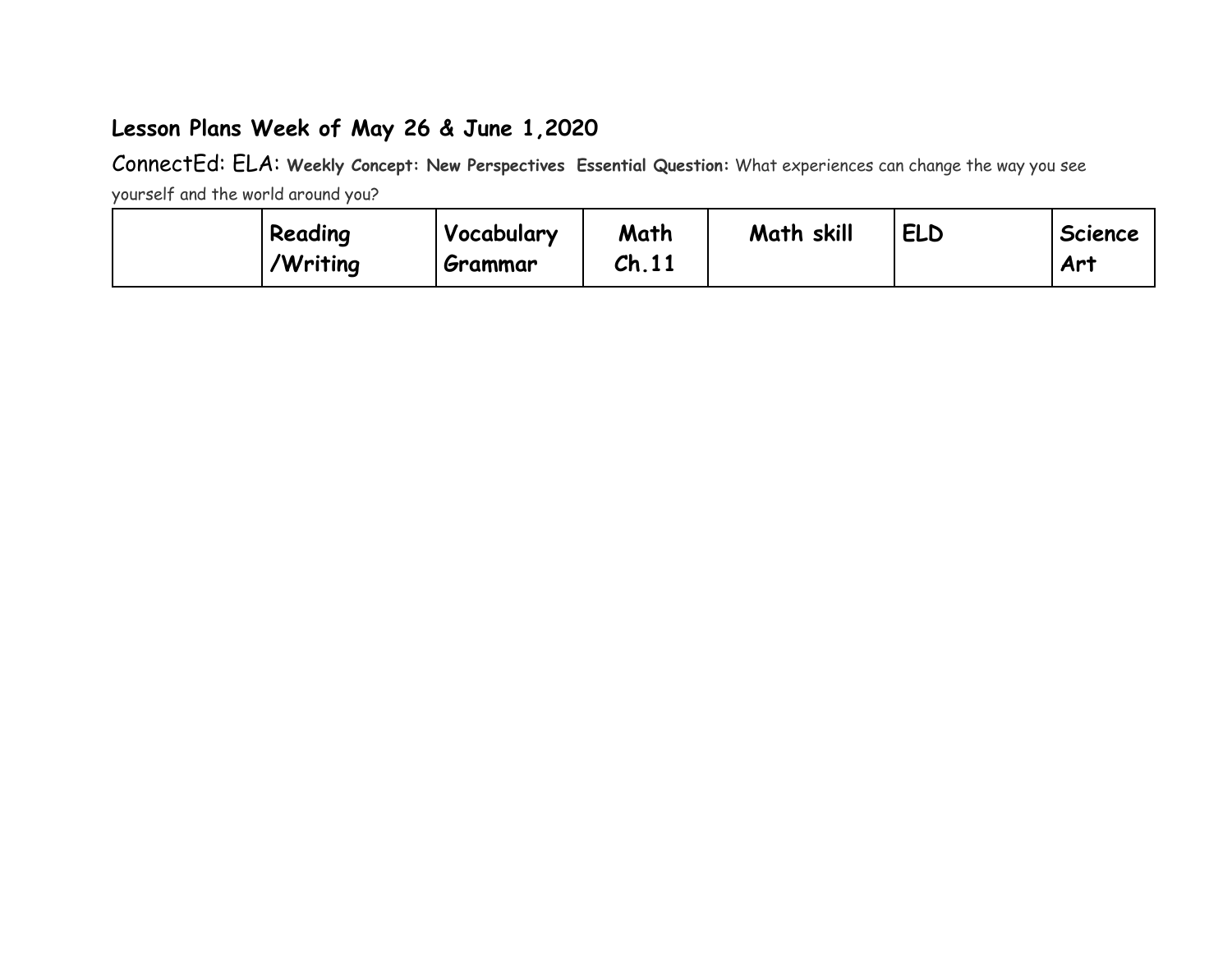## Lesson Plans Week of May 26 & June 1,2020

ConnectEd: ELA: **Weekly Concept: New Perspectives** **Essential Question:** What experiences can change the way you see yourself and the world around you?

| | Reading /Writing | Vocabulary Grammar | Math Ch.11 | Math skill | ELD | Science Art |
|---|---|---|---|---|---|---|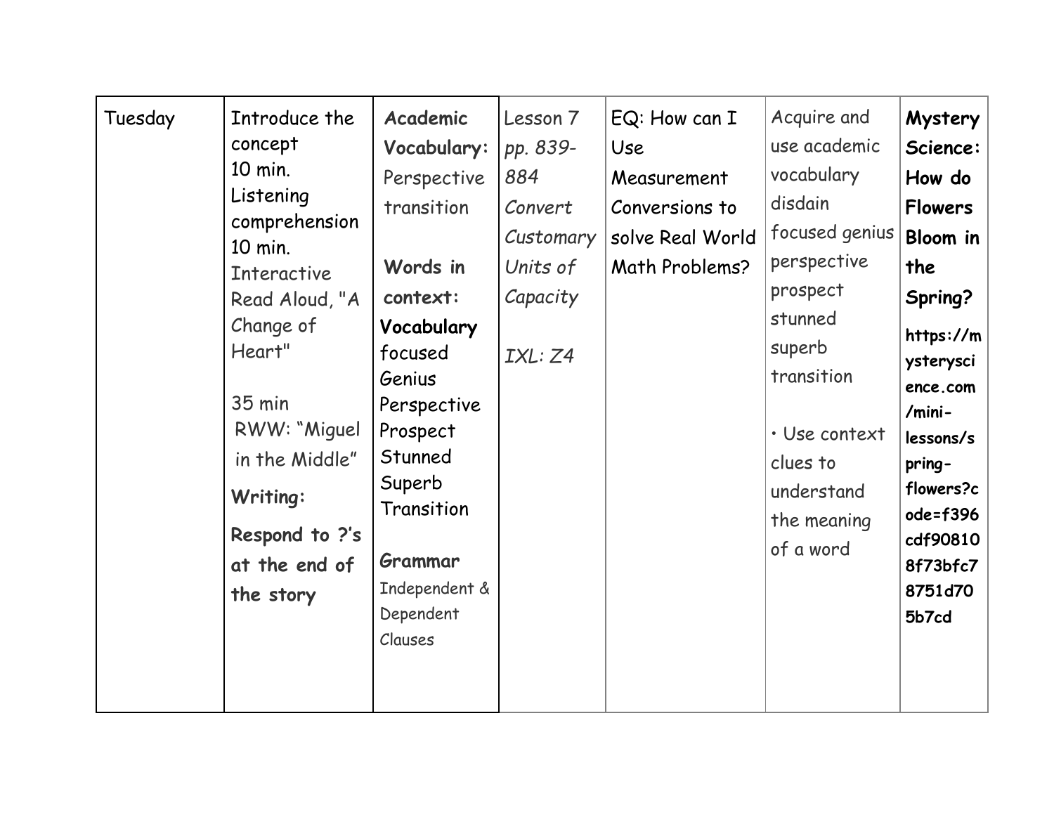| | | | | | | |
|---|---|---|---|---|---|---|
| Tuesday | Introduce the concept<br>10 min.<br>Listening comprehension<br>10 min.<br>Interactive Read Aloud, "A Change of Heart"<br><br>35 min<br>RWW: "Miguel in the Middle"<br>**Writing:**<br>**Respond to ?'s at the end of the story** | **Academic Vocabulary:**<br>Perspective<br>transition<br><br>**Words in context:**<br>**Vocabulary**<br>focused<br>Genius<br>Perspective<br>Prospect<br>Stunned<br>Superb<br>Transition<br><br>**Grammar**<br>Independent & Dependent Clauses | Lesson 7<br>*pp. 839-884*<br>*Convert Customary Units of Capacity*<br><br>*IXL: Z4* | EQ: How can I Use Measurement Conversions to solve Real World Math Problems? | Acquire and use academic vocabulary<br>disdain<br>focused genius<br>perspective<br>prospect<br>stunned<br>superb<br>transition<br><br>• Use context clues to understand the meaning of a word | **Mystery Science: How do Flowers Bloom in the Spring?**<br>**https://mysteryscience.com/mini-lessons/spring-flowers?code=f396cdf908108f73bfc78751d705b7cd** |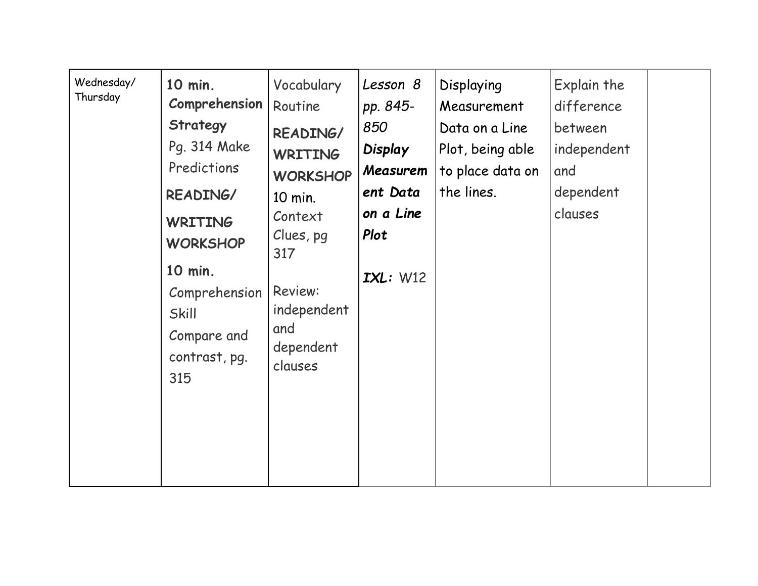| Wednesday/ Thursday | **10 min. Comprehension Strategy** Pg. 314 Make Predictions **READING/ WRITING WORKSHOP** **10 min.** Comprehension Skill Compare and contrast, pg. 315 | Vocabulary Routine **READING/ WRITING WORKSHOP** 10 min. Context Clues, pg 317 Review: independent and dependent clauses | *Lesson 8 pp. 845-850* ***Display Measurement Data on a Line Plot*** ***IXL:*** W12 | Displaying Measurement Data on a Line Plot, being able to place data on the lines. | Explain the difference between independent and dependent clauses | |
|---|---|---|---|---|---|---|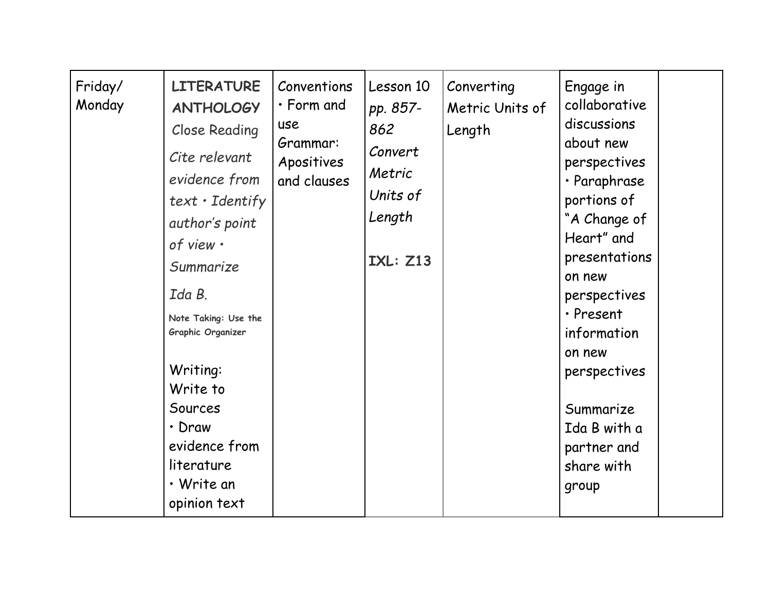| | | | | | | |
|---|---|---|---|---|---|---|
| Friday/ Monday | **LITERATURE ANTHOLOGY** Close Reading *Cite relevant evidence from text • Identify author's point of view • Summarize* *Ida B.* **Note Taking: Use the Graphic Organizer** Writing: Write to Sources • Draw evidence from literature • Write an opinion text | Conventions • Form and use Grammar: Apositives and clauses | Lesson 10 *pp. 857-862* *Convert Metric Units of Length* **IXL: Z13** | Converting Metric Units of Length | Engage in collaborative discussions about new perspectives • Paraphrase portions of "A Change of Heart" and presentations on new perspectives • Present information on new perspectives Summarize Ida B with a partner and share with group | |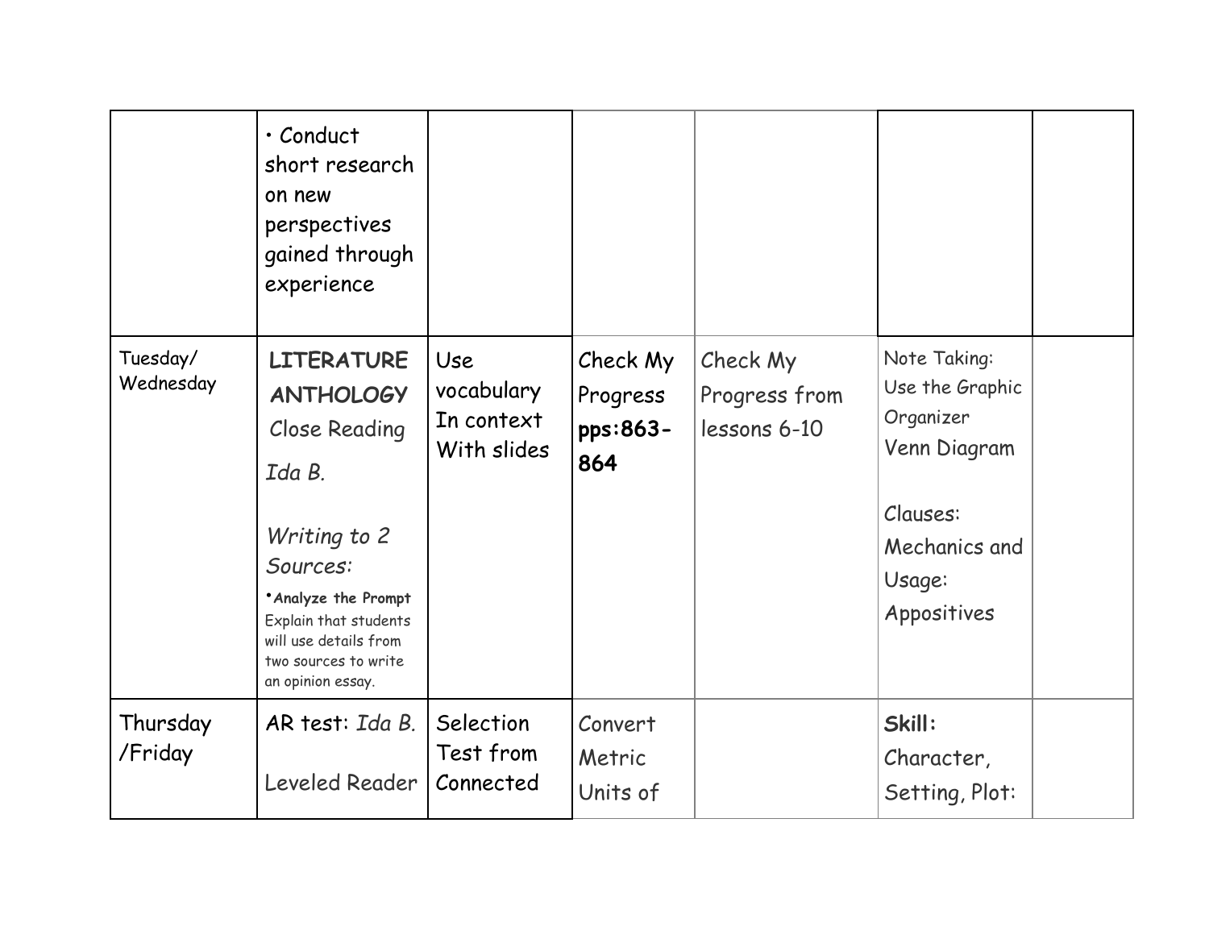|  |  |  |  |  |  |  |
|---|---|---|---|---|---|---|
|  | • Conduct short research on new perspectives gained through experience |  |  |  |  |  |
| Tuesday/ Wednesday | **LITERATURE ANTHOLOGY** Close Reading *Ida B.* *Writing to 2 Sources:* •**Analyze the Prompt** Explain that students will use details from two sources to write an opinion essay. | Use vocabulary In context With slides | Check My Progress **pps:863-864** | Check My Progress from lessons 6-10 | Note Taking: Use the Graphic Organizer Venn Diagram Clauses: Mechanics and Usage: Appositives |  |
| Thursday /Friday | AR test: *Ida B.* Leveled Reader | Selection Test from Connected | Convert Metric Units of |  | **Skill:** Character, Setting, Plot: |  |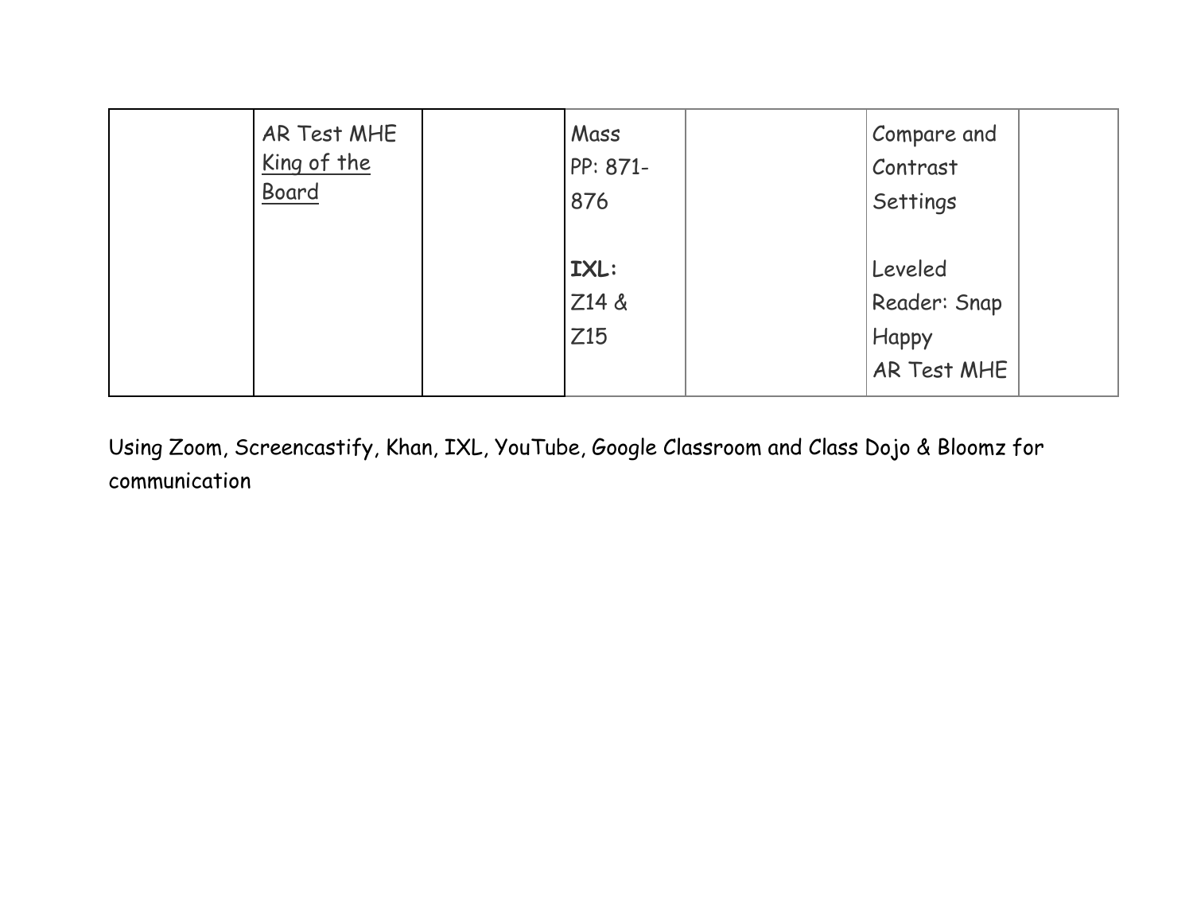| | | | | | | |
|---|---|---|---|---|---|---|
| | AR Test MHE <u>King of the Board</u> | | Mass PP: 871-876<br><br>**IXL:** Z14 & Z15 | | Compare and Contrast Settings<br><br>Leveled Reader: Snap Happy<br>AR Test MHE | |

Using Zoom, Screencastify, Khan, IXL, YouTube, Google Classroom and Class Dojo & Bloomz for communication